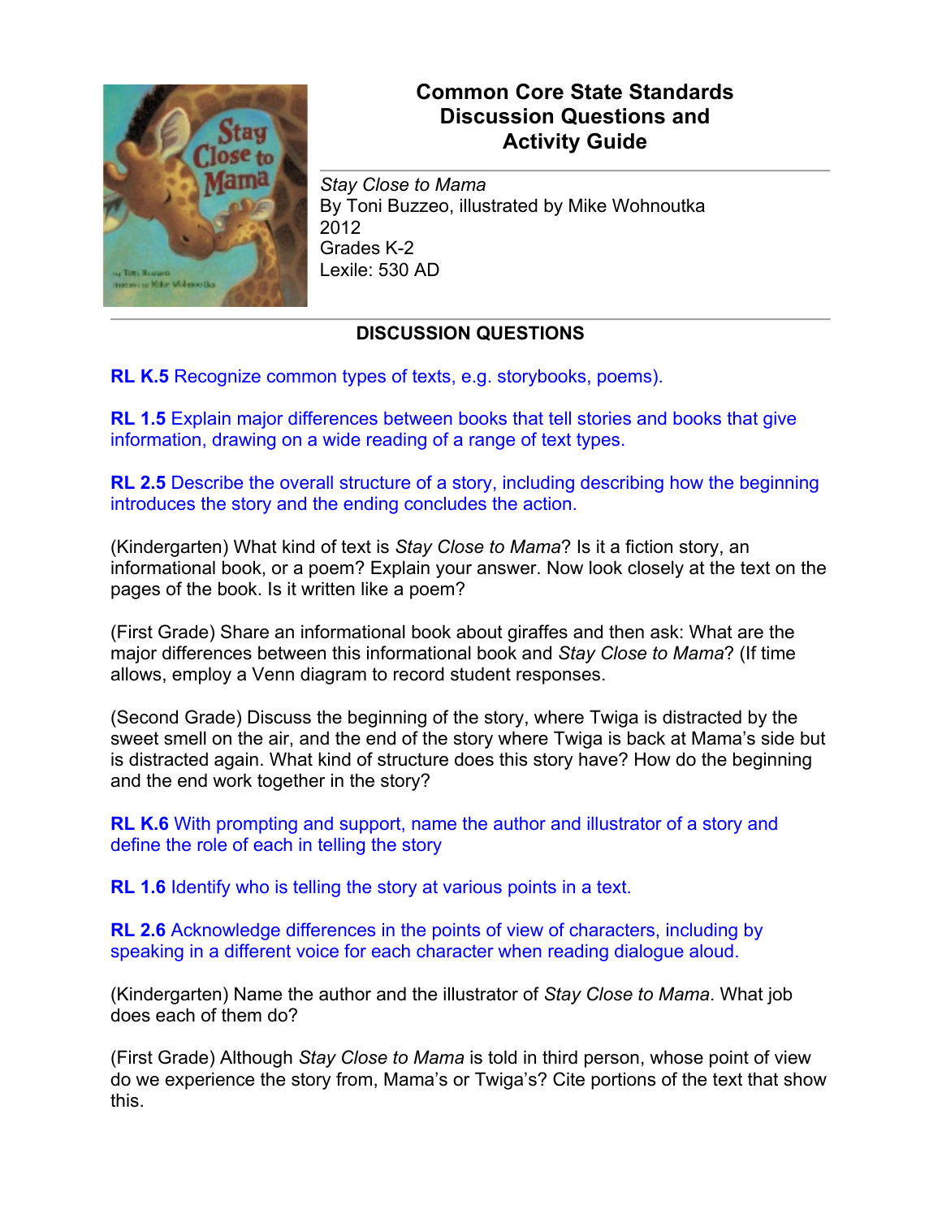# Common Core State Standards Discussion Questions and Activity Guide

*Stay Close to Mama*
By Toni Buzzeo, illustrated by Mike Wohnoutka
2012
Grades K-2
Lexile: 530 AD

## DISCUSSION QUESTIONS

**RL K.5** Recognize common types of texts, e.g. storybooks, poems).

**RL 1.5** Explain major differences between books that tell stories and books that give information, drawing on a wide reading of a range of text types.

**RL 2.5** Describe the overall structure of a story, including describing how the beginning introduces the story and the ending concludes the action.

(Kindergarten) What kind of text is *Stay Close to Mama*? Is it a fiction story, an informational book, or a poem? Explain your answer. Now look closely at the text on the pages of the book. Is it written like a poem?

(First Grade) Share an informational book about giraffes and then ask: What are the major differences between this informational book and *Stay Close to Mama*? (If time allows, employ a Venn diagram to record student responses.

(Second Grade) Discuss the beginning of the story, where Twiga is distracted by the sweet smell on the air, and the end of the story where Twiga is back at Mama's side but is distracted again. What kind of structure does this story have? How do the beginning and the end work together in the story?

**RL K.6** With prompting and support, name the author and illustrator of a story and define the role of each in telling the story

**RL 1.6** Identify who is telling the story at various points in a text.

**RL 2.6** Acknowledge differences in the points of view of characters, including by speaking in a different voice for each character when reading dialogue aloud.

(Kindergarten) Name the author and the illustrator of *Stay Close to Mama*. What job does each of them do?

(First Grade) Although *Stay Close to Mama* is told in third person, whose point of view do we experience the story from, Mama's or Twiga's? Cite portions of the text that show this.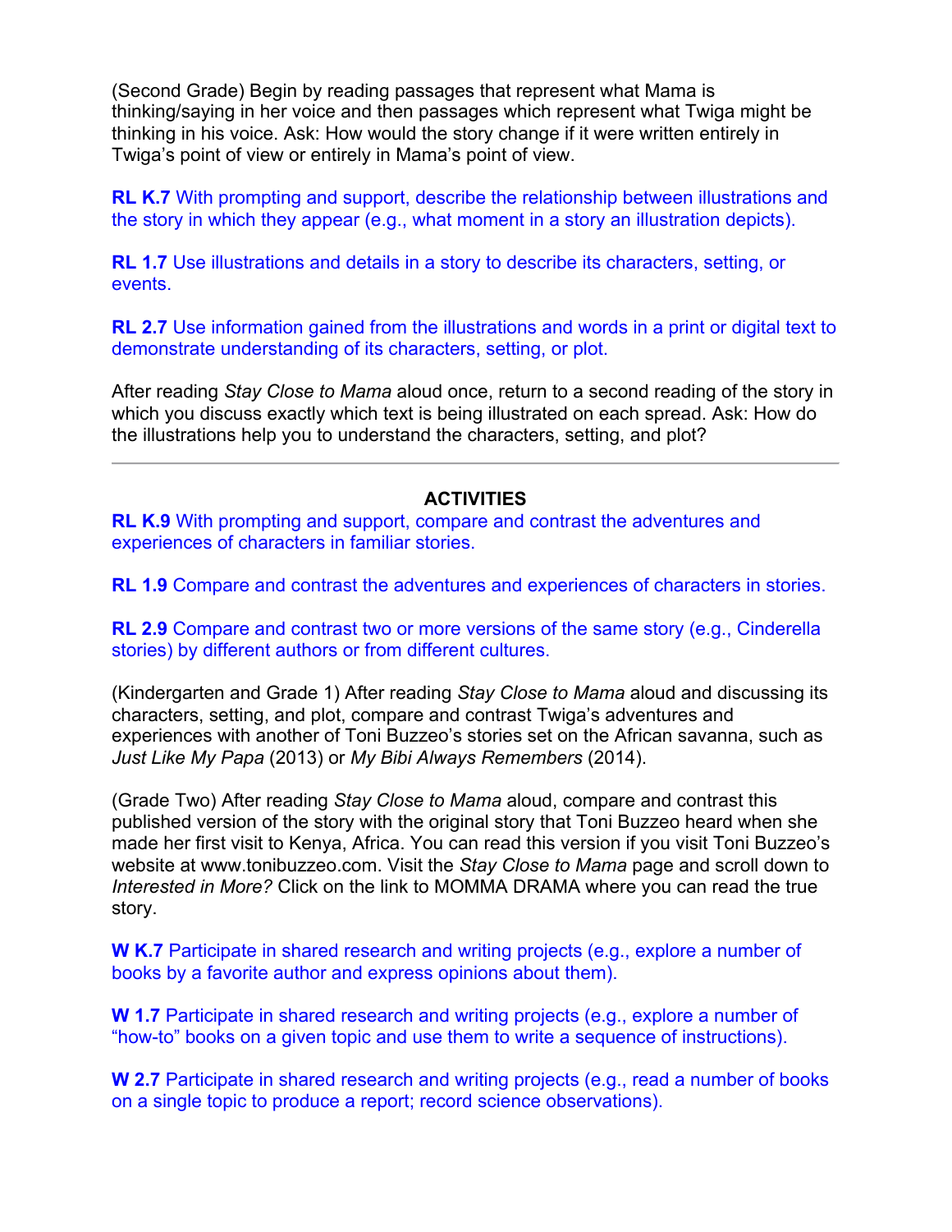(Second Grade) Begin by reading passages that represent what Mama is thinking/saying in her voice and then passages which represent what Twiga might be thinking in his voice. Ask: How would the story change if it were written entirely in Twiga's point of view or entirely in Mama's point of view.

**RL K.7** With prompting and support, describe the relationship between illustrations and the story in which they appear (e.g., what moment in a story an illustration depicts).

**RL 1.7** Use illustrations and details in a story to describe its characters, setting, or events.

**RL 2.7** Use information gained from the illustrations and words in a print or digital text to demonstrate understanding of its characters, setting, or plot.

After reading *Stay Close to Mama* aloud once, return to a second reading of the story in which you discuss exactly which text is being illustrated on each spread. Ask: How do the illustrations help you to understand the characters, setting, and plot?

---

## ACTIVITIES

**RL K.9** With prompting and support, compare and contrast the adventures and experiences of characters in familiar stories.

**RL 1.9** Compare and contrast the adventures and experiences of characters in stories.

**RL 2.9** Compare and contrast two or more versions of the same story (e.g., Cinderella stories) by different authors or from different cultures.

(Kindergarten and Grade 1) After reading *Stay Close to Mama* aloud and discussing its characters, setting, and plot, compare and contrast Twiga's adventures and experiences with another of Toni Buzzeo's stories set on the African savanna, such as *Just Like My Papa* (2013) or *My Bibi Always Remembers* (2014).

(Grade Two) After reading *Stay Close to Mama* aloud, compare and contrast this published version of the story with the original story that Toni Buzzeo heard when she made her first visit to Kenya, Africa. You can read this version if you visit Toni Buzzeo's website at www.tonibuzzeo.com. Visit the *Stay Close to Mama* page and scroll down to *Interested in More?* Click on the link to MOMMA DRAMA where you can read the true story.

**W K.7** Participate in shared research and writing projects (e.g., explore a number of books by a favorite author and express opinions about them).

**W 1.7** Participate in shared research and writing projects (e.g., explore a number of "how-to" books on a given topic and use them to write a sequence of instructions).

**W 2.7** Participate in shared research and writing projects (e.g., read a number of books on a single topic to produce a report; record science observations).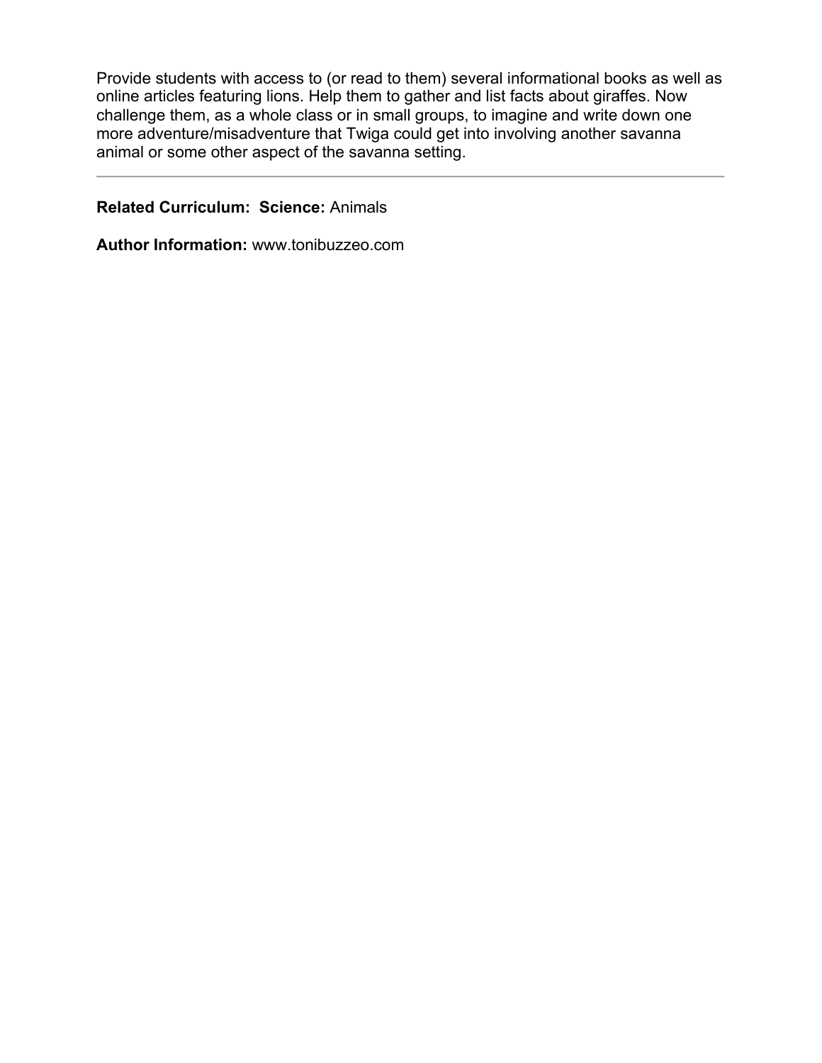Provide students with access to (or read to them) several informational books as well as online articles featuring lions. Help them to gather and list facts about giraffes. Now challenge them, as a whole class or in small groups, to imagine and write down one more adventure/misadventure that Twiga could get into involving another savanna animal or some other aspect of the savanna setting.

---

**Related Curriculum: Science:** Animals

**Author Information:** www.tonibuzzeo.com